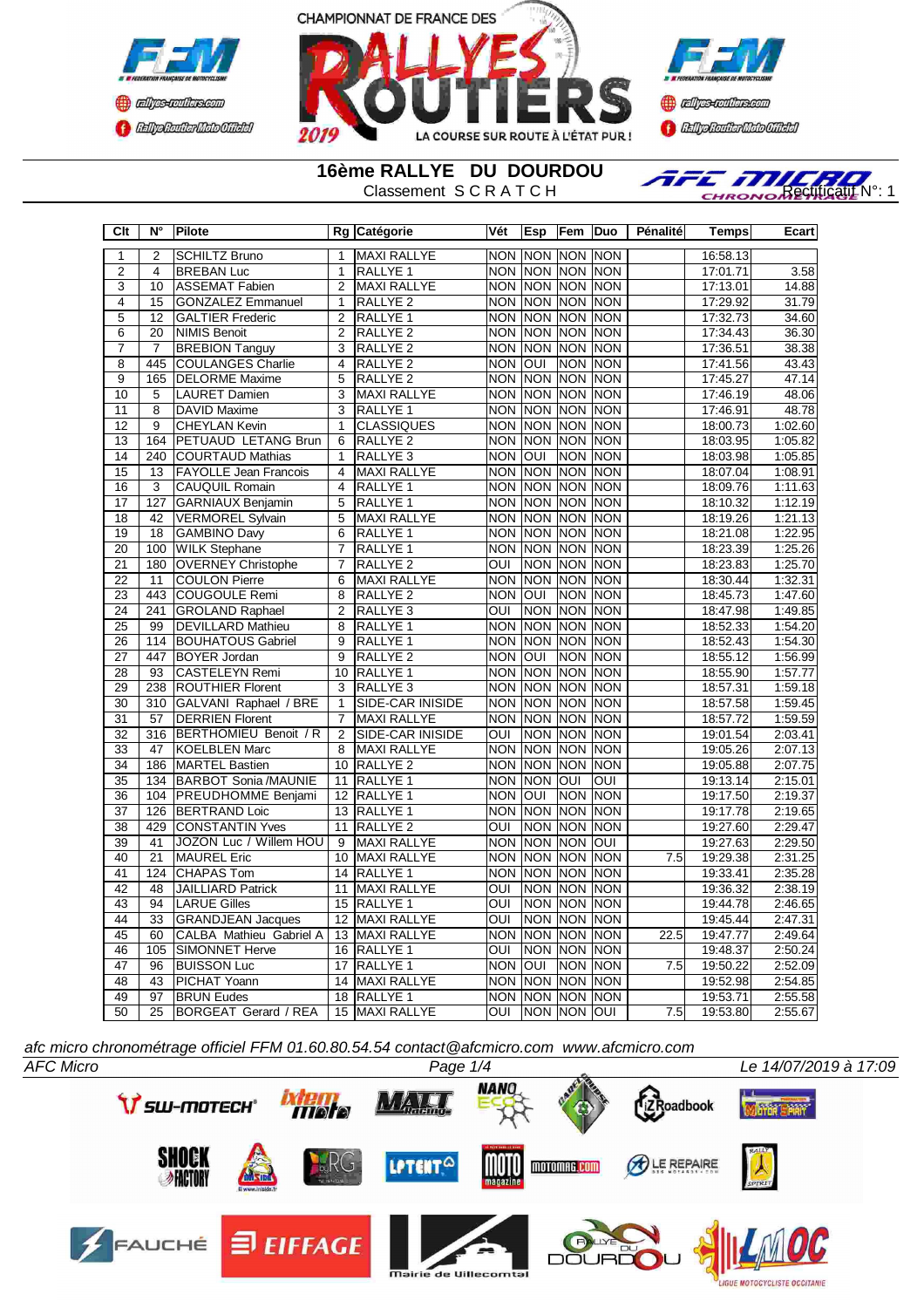CHAMPIONNAT DE FRANCE DES RALLYES ROUTIERS 2019 — LA COURSE SUR ROUTE À L'ÉTAT PUR !

# 16ème RALLYE DU DOURDOU

Classement S C R A T C H

Rectificatif N°: 1

| Clt | N° | Pilote | Rg | Catégorie | Vét | Esp | Fem | Duo | Pénalité | Temps | Ecart |
|---|---|---|---|---|---|---|---|---|---|---|---|
| 1 | 2 | SCHILTZ Bruno | 1 | MAXI RALLYE | NON | NON | NON | NON | | 16:58.13 | |
| 2 | 4 | BREBAN Luc | 1 | RALLYE 1 | NON | NON | NON | NON | | 17:01.71 | 3.58 |
| 3 | 10 | ASSEMAT Fabien | 2 | MAXI RALLYE | NON | NON | NON | NON | | 17:13.01 | 14.88 |
| 4 | 15 | GONZALEZ Emmanuel | 1 | RALLYE 2 | NON | NON | NON | NON | | 17:29.92 | 31.79 |
| 5 | 12 | GALTIER Frederic | 2 | RALLYE 1 | NON | NON | NON | NON | | 17:32.73 | 34.60 |
| 6 | 20 | NIMIS Benoit | 2 | RALLYE 2 | NON | NON | NON | NON | | 17:34.43 | 36.30 |
| 7 | 7 | BREBION Tanguy | 3 | RALLYE 2 | NON | NON | NON | NON | | 17:36.51 | 38.38 |
| 8 | 445 | COULANGES Charlie | 4 | RALLYE 2 | NON | OUI | NON | NON | | 17:41.56 | 43.43 |
| 9 | 165 | DELORME Maxime | 5 | RALLYE 2 | NON | NON | NON | NON | | 17:45.27 | 47.14 |
| 10 | 5 | LAURET Damien | 3 | MAXI RALLYE | NON | NON | NON | NON | | 17:46.19 | 48.06 |
| 11 | 8 | DAVID Maxime | 3 | RALLYE 1 | NON | NON | NON | NON | | 17:46.91 | 48.78 |
| 12 | 9 | CHEYLAN Kevin | 1 | CLASSIQUES | NON | NON | NON | NON | | 18:00.73 | 1:02.60 |
| 13 | 164 | PETUAUD LETANG Brun | 6 | RALLYE 2 | NON | NON | NON | NON | | 18:03.95 | 1:05.82 |
| 14 | 240 | COURTAUD Mathias | 1 | RALLYE 3 | NON | OUI | NON | NON | | 18:03.98 | 1:05.85 |
| 15 | 13 | FAYOLLE Jean Francois | 4 | MAXI RALLYE | NON | NON | NON | NON | | 18:07.04 | 1:08.91 |
| 16 | 3 | CAUQUIL Romain | 4 | RALLYE 1 | NON | NON | NON | NON | | 18:09.76 | 1:11.63 |
| 17 | 127 | GARNIAUX Benjamin | 5 | RALLYE 1 | NON | NON | NON | NON | | 18:10.32 | 1:12.19 |
| 18 | 42 | VERMOREL Sylvain | 5 | MAXI RALLYE | NON | NON | NON | NON | | 18:19.26 | 1:21.13 |
| 19 | 18 | GAMBINO Davy | 6 | RALLYE 1 | NON | NON | NON | NON | | 18:21.08 | 1:22.95 |
| 20 | 100 | WILK Stephane | 7 | RALLYE 1 | NON | NON | NON | NON | | 18:23.39 | 1:25.26 |
| 21 | 180 | OVERNEY Christophe | 7 | RALLYE 2 | OUI | NON | NON | NON | | 18:23.83 | 1:25.70 |
| 22 | 11 | COULON Pierre | 6 | MAXI RALLYE | NON | NON | NON | NON | | 18:30.44 | 1:32.31 |
| 23 | 443 | COUGOULE Remi | 8 | RALLYE 2 | NON | OUI | NON | NON | | 18:45.73 | 1:47.60 |
| 24 | 241 | GROLAND Raphael | 2 | RALLYE 3 | OUI | NON | NON | NON | | 18:47.98 | 1:49.85 |
| 25 | 99 | DEVILLARD Mathieu | 8 | RALLYE 1 | NON | NON | NON | NON | | 18:52.33 | 1:54.20 |
| 26 | 114 | BOUHATOUS Gabriel | 9 | RALLYE 1 | NON | NON | NON | NON | | 18:52.43 | 1:54.30 |
| 27 | 447 | BOYER Jordan | 9 | RALLYE 2 | NON | OUI | NON | NON | | 18:55.12 | 1:56.99 |
| 28 | 93 | CASTELEYN Remi | 10 | RALLYE 1 | NON | NON | NON | NON | | 18:55.90 | 1:57.77 |
| 29 | 238 | ROUTHIER Florent | 3 | RALLYE 3 | NON | NON | NON | NON | | 18:57.31 | 1:59.18 |
| 30 | 310 | GALVANI Raphael / BRE | 1 | SIDE-CAR INISIDE | NON | NON | NON | NON | | 18:57.58 | 1:59.45 |
| 31 | 57 | DERRIEN Florent | 7 | MAXI RALLYE | NON | NON | NON | NON | | 18:57.72 | 1:59.59 |
| 32 | 316 | BERTHOMIEU Benoit / R | 2 | SIDE-CAR INISIDE | OUI | NON | NON | NON | | 19:01.54 | 2:03.41 |
| 33 | 47 | KOELBLEN Marc | 8 | MAXI RALLYE | NON | NON | NON | NON | | 19:05.26 | 2:07.13 |
| 34 | 186 | MARTEL Bastien | 10 | RALLYE 2 | NON | NON | NON | NON | | 19:05.88 | 2:07.75 |
| 35 | 134 | BARBOT Sonia /MAUNIE | 11 | RALLYE 1 | NON | NON | OUI | OUI | | 19:13.14 | 2:15.01 |
| 36 | 104 | PREUDHOMME Benjami | 12 | RALLYE 1 | NON | OUI | NON | NON | | 19:17.50 | 2:19.37 |
| 37 | 126 | BERTRAND Loic | 13 | RALLYE 1 | NON | NON | NON | NON | | 19:17.78 | 2:19.65 |
| 38 | 429 | CONSTANTIN Yves | 11 | RALLYE 2 | OUI | NON | NON | NON | | 19:27.60 | 2:29.47 |
| 39 | 41 | JOZON Luc / Willem HOU | 9 | MAXI RALLYE | NON | NON | NON | OUI | | 19:27.63 | 2:29.50 |
| 40 | 21 | MAUREL Eric | 10 | MAXI RALLYE | NON | NON | NON | NON | 7.5 | 19:29.38 | 2:31.25 |
| 41 | 124 | CHAPAS Tom | 14 | RALLYE 1 | NON | NON | NON | NON | | 19:33.41 | 2:35.28 |
| 42 | 48 | JAILLIARD Patrick | 11 | MAXI RALLYE | OUI | NON | NON | NON | | 19:36.32 | 2:38.19 |
| 43 | 94 | LARUE Gilles | 15 | RALLYE 1 | OUI | NON | NON | NON | | 19:44.78 | 2:46.65 |
| 44 | 33 | GRANDJEAN Jacques | 12 | MAXI RALLYE | OUI | NON | NON | NON | | 19:45.44 | 2:47.31 |
| 45 | 60 | CALBA Mathieu Gabriel A | 13 | MAXI RALLYE | NON | NON | NON | NON | 22.5 | 19:47.77 | 2:49.64 |
| 46 | 105 | SIMONNET Herve | 16 | RALLYE 1 | OUI | NON | NON | NON | | 19:48.37 | 2:50.24 |
| 47 | 96 | BUISSON Luc | 17 | RALLYE 1 | NON | OUI | NON | NON | 7.5 | 19:50.22 | 2:52.09 |
| 48 | 43 | PICHAT Yoann | 14 | MAXI RALLYE | NON | NON | NON | NON | | 19:52.98 | 2:54.85 |
| 49 | 97 | BRUN Eudes | 18 | RALLYE 1 | NON | NON | NON | NON | | 19:53.71 | 2:55.58 |
| 50 | 25 | BORGEAT Gerard / REA | 15 | MAXI RALLYE | OUI | NON | NON | OUI | 7.5 | 19:53.80 | 2:55.67 |

*afc micro chronométrage officiel FFM 01.60.80.54.54 contact@afcmicro.com www.afcmicro.com*

*AFC Micro* — *Le 14/07/2019 à 17:09*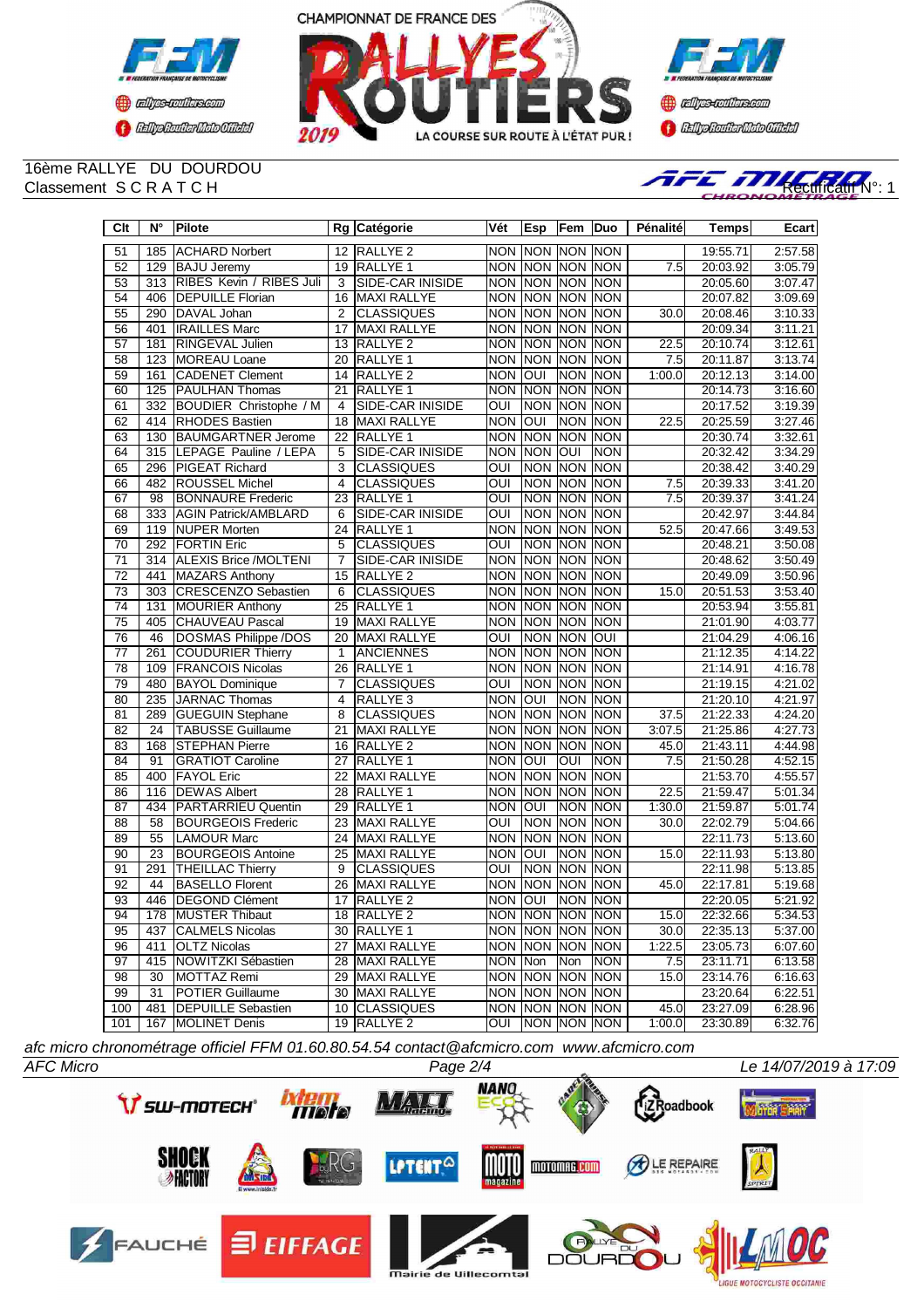16ème RALLYE DU DOURDOU
Classement S C R A T C H

Rectificatif N°: 1

| Clt | N° | Pilote | Rg | Catégorie | Vét | Esp | Fem | Duo | Pénalité | Temps | Ecart |
|---|---|---|---|---|---|---|---|---|---|---|---|
| 51 | 185 | ACHARD Norbert | 12 | RALLYE 2 | NON | NON | NON | NON | | 19:55.71 | 2:57.58 |
| 52 | 129 | BAJU Jeremy | 19 | RALLYE 1 | NON | NON | NON | NON | 7.5 | 20:03.92 | 3:05.79 |
| 53 | 313 | RIBES Kevin / RIBES Juli | 3 | SIDE-CAR INISIDE | NON | NON | NON | NON | | 20:05.60 | 3:07.47 |
| 54 | 406 | DEPUILLE Florian | 16 | MAXI RALLYE | NON | NON | NON | NON | | 20:07.82 | 3:09.69 |
| 55 | 290 | DAVAL Johan | 2 | CLASSIQUES | NON | NON | NON | NON | 30.0 | 20:08.46 | 3:10.33 |
| 56 | 401 | IRAILLES Marc | 17 | MAXI RALLYE | NON | NON | NON | NON | | 20:09.34 | 3:11.21 |
| 57 | 181 | RINGEVAL Julien | 13 | RALLYE 2 | NON | NON | NON | NON | 22.5 | 20:10.74 | 3:12.61 |
| 58 | 123 | MOREAU Loane | 20 | RALLYE 1 | NON | NON | NON | NON | 7.5 | 20:11.87 | 3:13.74 |
| 59 | 161 | CADENET Clement | 14 | RALLYE 2 | NON | OUI | NON | NON | 1:00.0 | 20:12.13 | 3:14.00 |
| 60 | 125 | PAULHAN Thomas | 21 | RALLYE 1 | NON | NON | NON | NON | | 20:14.73 | 3:16.60 |
| 61 | 332 | BOUDIER Christophe / M | 4 | SIDE-CAR INISIDE | OUI | NON | NON | NON | | 20:17.52 | 3:19.39 |
| 62 | 414 | RHODES Bastien | 18 | MAXI RALLYE | NON | OUI | NON | NON | 22.5 | 20:25.59 | 3:27.46 |
| 63 | 130 | BAUMGARTNER Jerome | 22 | RALLYE 1 | NON | NON | NON | NON | | 20:30.74 | 3:32.61 |
| 64 | 315 | LEPAGE Pauline / LEPA | 5 | SIDE-CAR INISIDE | NON | NON | OUI | NON | | 20:32.42 | 3:34.29 |
| 65 | 296 | PIGEAT Richard | 3 | CLASSIQUES | OUI | NON | NON | NON | | 20:38.42 | 3:40.29 |
| 66 | 482 | ROUSSEL Michel | 4 | CLASSIQUES | OUI | NON | NON | NON | 7.5 | 20:39.33 | 3:41.20 |
| 67 | 98 | BONNAURE Frederic | 23 | RALLYE 1 | OUI | NON | NON | NON | 7.5 | 20:39.37 | 3:41.24 |
| 68 | 333 | AGIN Patrick/AMBLARD | 6 | SIDE-CAR INISIDE | OUI | NON | NON | NON | | 20:42.97 | 3:44.84 |
| 69 | 119 | NUPER Morten | 24 | RALLYE 1 | NON | NON | NON | NON | 52.5 | 20:47.66 | 3:49.53 |
| 70 | 292 | FORTIN Eric | 5 | CLASSIQUES | OUI | NON | NON | NON | | 20:48.21 | 3:50.08 |
| 71 | 314 | ALEXIS Brice /MOLTENI | 7 | SIDE-CAR INISIDE | NON | NON | NON | NON | | 20:48.62 | 3:50.49 |
| 72 | 441 | MAZARS Anthony | 15 | RALLYE 2 | NON | NON | NON | NON | | 20:49.09 | 3:50.96 |
| 73 | 303 | CRESCENZO Sebastien | 6 | CLASSIQUES | NON | NON | NON | NON | 15.0 | 20:51.53 | 3:53.40 |
| 74 | 131 | MOURIER Anthony | 25 | RALLYE 1 | NON | NON | NON | NON | | 20:53.94 | 3:55.81 |
| 75 | 405 | CHAUVEAU Pascal | 19 | MAXI RALLYE | NON | NON | NON | NON | | 21:01.90 | 4:03.77 |
| 76 | 46 | DOSMAS Philippe /DOS | 20 | MAXI RALLYE | OUI | NON | NON | OUI | | 21:04.29 | 4:06.16 |
| 77 | 261 | COUDURIER Thierry | 1 | ANCIENNES | NON | NON | NON | NON | | 21:12.35 | 4:14.22 |
| 78 | 109 | FRANCOIS Nicolas | 26 | RALLYE 1 | NON | NON | NON | NON | | 21:14.91 | 4:16.78 |
| 79 | 480 | BAYOL Dominique | 7 | CLASSIQUES | OUI | NON | NON | NON | | 21:19.15 | 4:21.02 |
| 80 | 235 | JARNAC Thomas | 4 | RALLYE 3 | NON | OUI | NON | NON | | 21:20.10 | 4:21.97 |
| 81 | 289 | GUEGUIN Stephane | 8 | CLASSIQUES | NON | NON | NON | NON | 37.5 | 21:22.33 | 4:24.20 |
| 82 | 24 | TABUSSE Guillaume | 21 | MAXI RALLYE | NON | NON | NON | NON | 3:07.5 | 21:25.86 | 4:27.73 |
| 83 | 168 | STEPHAN Pierre | 16 | RALLYE 2 | NON | NON | NON | NON | 45.0 | 21:43.11 | 4:44.98 |
| 84 | 91 | GRATIOT Caroline | 27 | RALLYE 1 | NON | OUI | OUI | NON | 7.5 | 21:50.28 | 4:52.15 |
| 85 | 400 | FAYOL Eric | 22 | MAXI RALLYE | NON | NON | NON | NON | | 21:53.70 | 4:55.57 |
| 86 | 116 | DEWAS Albert | 28 | RALLYE 1 | NON | NON | NON | NON | 22.5 | 21:59.47 | 5:01.34 |
| 87 | 434 | PARTARRIEU Quentin | 29 | RALLYE 1 | NON | OUI | NON | NON | 1:30.0 | 21:59.87 | 5:01.74 |
| 88 | 58 | BOURGEOIS Frederic | 23 | MAXI RALLYE | OUI | NON | NON | NON | 30.0 | 22:02.79 | 5:04.66 |
| 89 | 55 | LAMOUR Marc | 24 | MAXI RALLYE | NON | NON | NON | NON | | 22:11.73 | 5:13.60 |
| 90 | 23 | BOURGEOIS Antoine | 25 | MAXI RALLYE | NON | OUI | NON | NON | 15.0 | 22:11.93 | 5:13.80 |
| 91 | 291 | THEILLAC Thierry | 9 | CLASSIQUES | OUI | NON | NON | NON | | 22:11.98 | 5:13.85 |
| 92 | 44 | BASELLO Florent | 26 | MAXI RALLYE | NON | NON | NON | NON | 45.0 | 22:17.81 | 5:19.68 |
| 93 | 446 | DEGOND Clément | 17 | RALLYE 2 | NON | OUI | NON | NON | | 22:20.05 | 5:21.92 |
| 94 | 178 | MUSTER Thibaut | 18 | RALLYE 2 | NON | NON | NON | NON | 15.0 | 22:32.66 | 5:34.53 |
| 95 | 437 | CALMELS Nicolas | 30 | RALLYE 1 | NON | NON | NON | NON | 30.0 | 22:35.13 | 5:37.00 |
| 96 | 411 | OLTZ Nicolas | 27 | MAXI RALLYE | NON | NON | NON | NON | 1:22.5 | 23:05.73 | 6:07.60 |
| 97 | 415 | NOWITZKI Sébastien | 28 | MAXI RALLYE | NON | Non | Non | NON | 7.5 | 23:11.71 | 6:13.58 |
| 98 | 30 | MOTTAZ Remi | 29 | MAXI RALLYE | NON | NON | NON | NON | 15.0 | 23:14.76 | 6:16.63 |
| 99 | 31 | POTIER Guillaume | 30 | MAXI RALLYE | NON | NON | NON | NON | | 23:20.64 | 6:22.51 |
| 100 | 481 | DEPUILLE Sebastien | 10 | CLASSIQUES | NON | NON | NON | NON | 45.0 | 23:27.09 | 6:28.96 |
| 101 | 167 | MOLINET Denis | 19 | RALLYE 2 | OUI | NON | NON | NON | 1:00.0 | 23:30.89 | 6:32.76 |

*afc micro chronométrage officiel FFM 01.60.80.54.54 contact@afcmicro.com www.afcmicro.com*

*AFC Micro* — *Le 14/07/2019 à 17:09*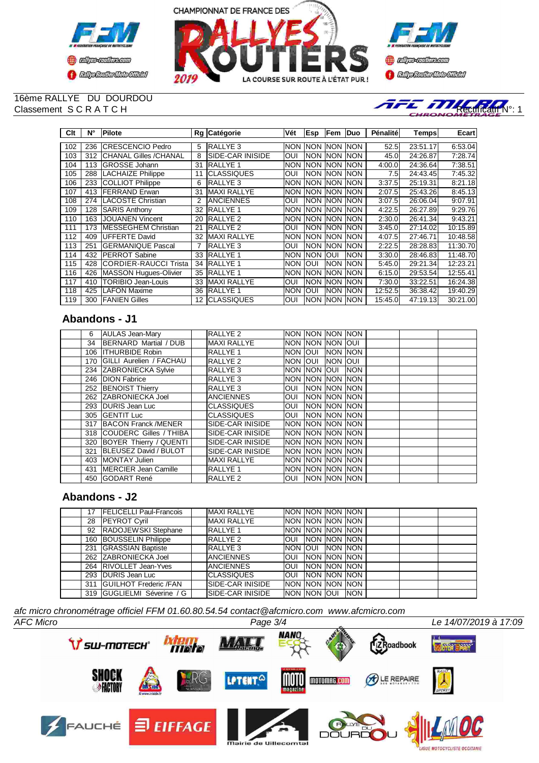16ème RALLYE DU DOURDOU
Classement S C R A T C H

Rectificatif N°: 1

| Clt | N° | Pilote | Rg | Catégorie | Vét | Esp | Fem | Duo | Pénalité | Temps | Ecart |
|---|---|---|---|---|---|---|---|---|---|---|---|
| 102 | 236 | CRESCENCIO Pedro | 5 | RALLYE 3 | NON | NON | NON | NON | 52.5 | 23:51.17 | 6:53.04 |
| 103 | 312 | CHANAL Gilles /CHANAL | 8 | SIDE-CAR INISIDE | OUI | NON | NON | NON | 45.0 | 24:26.87 | 7:28.74 |
| 104 | 113 | GROSSE Johann | 31 | RALLYE 1 | NON | NON | NON | NON | 4:00.0 | 24:36.64 | 7:38.51 |
| 105 | 288 | LACHAIZE Philippe | 11 | CLASSIQUES | OUI | NON | NON | NON | 7.5 | 24:43.45 | 7:45.32 |
| 106 | 233 | COLLIOT Philippe | 6 | RALLYE 3 | NON | NON | NON | NON | 3:37.5 | 25:19.31 | 8:21.18 |
| 107 | 413 | FERRAND Erwan | 31 | MAXI RALLYE | NON | NON | NON | NON | 2:07.5 | 25:43.26 | 8:45.13 |
| 108 | 274 | LACOSTE Christian | 2 | ANCIENNES | OUI | NON | NON | NON | 3:07.5 | 26:06.04 | 9:07.91 |
| 109 | 128 | SARIS Anthony | 32 | RALLYE 1 | NON | NON | NON | NON | 4:22.5 | 26:27.89 | 9:29.76 |
| 110 | 163 | JOUANEN Vincent | 20 | RALLYE 2 | NON | NON | NON | NON | 2:30.0 | 26:41.34 | 9:43.21 |
| 111 | 173 | MESSEGHEM Christian | 21 | RALLYE 2 | OUI | NON | NON | NON | 3:45.0 | 27:14.02 | 10:15.89 |
| 112 | 409 | UFFERTE David | 32 | MAXI RALLYE | NON | NON | NON | NON | 4:07.5 | 27:46.71 | 10:48.58 |
| 113 | 251 | GERMANIQUE Pascal | 7 | RALLYE 3 | OUI | NON | NON | NON | 2:22.5 | 28:28.83 | 11:30.70 |
| 114 | 432 | PERROT Sabine | 33 | RALLYE 1 | NON | NON | OUI | NON | 3:30.0 | 28:46.83 | 11:48.70 |
| 115 | 428 | CORDIER-RAUCCI Trista | 34 | RALLYE 1 | NON | OUI | NON | NON | 5:45.0 | 29:21.34 | 12:23.21 |
| 116 | 426 | MASSON Hugues-Olivier | 35 | RALLYE 1 | NON | NON | NON | NON | 6:15.0 | 29:53.54 | 12:55.41 |
| 117 | 410 | TORIBIO Jean-Louis | 33 | MAXI RALLYE | OUI | NON | NON | NON | 7:30.0 | 33:22.51 | 16:24.38 |
| 118 | 425 | LAFON Maxime | 36 | RALLYE 1 | NON | OUI | NON | NON | 12:52.5 | 36:38.42 | 19:40.29 |
| 119 | 300 | FANIEN Gilles | 12 | CLASSIQUES | OUI | NON | NON | NON | 15:45.0 | 47:19.13 | 30:21.00 |

## Abandons - J1

| Clt | N° | Pilote | Rg | Catégorie | Vét | Esp | Fem | Duo | Pénalité | Temps | Ecart |
|---|---|---|---|---|---|---|---|---|---|---|---|
| | 6 | AULAS Jean-Mary | | RALLYE 2 | NON | NON | NON | NON | | | |
| | 34 | BERNARD Martial / DUB | | MAXI RALLYE | NON | NON | NON | OUI | | | |
| | 106 | ITHURBIDE Robin | | RALLYE 1 | NON | OUI | NON | NON | | | |
| | 170 | GILLI Aurelien / FACHAU | | RALLYE 2 | NON | OUI | NON | OUI | | | |
| | 234 | ZABRONIECKA Sylvie | | RALLYE 3 | NON | NON | OUI | NON | | | |
| | 246 | DION Fabrice | | RALLYE 3 | NON | NON | NON | NON | | | |
| | 252 | BENOIST Thierry | | RALLYE 3 | OUI | NON | NON | NON | | | |
| | 262 | ZABRONIECKA Joel | | ANCIENNES | OUI | NON | NON | NON | | | |
| | 293 | DURIS Jean Luc | | CLASSIQUES | OUI | NON | NON | NON | | | |
| | 305 | GENTIT Luc | | CLASSIQUES | OUI | NON | NON | NON | | | |
| | 317 | BACON Franck /MENER | | SIDE-CAR INISIDE | NON | NON | NON | NON | | | |
| | 318 | COUDERC Gilles / THIBA | | SIDE-CAR INISIDE | NON | NON | NON | NON | | | |
| | 320 | BOYER Thierry / QUENTI | | SIDE-CAR INISIDE | NON | NON | NON | NON | | | |
| | 321 | BLEUSEZ David / BULOT | | SIDE-CAR INISIDE | NON | NON | NON | NON | | | |
| | 403 | MONTAY Julien | | MAXI RALLYE | NON | NON | NON | NON | | | |
| | 431 | MERCIER Jean Camille | | RALLYE 1 | NON | NON | NON | NON | | | |
| | 450 | GODART René | | RALLYE 2 | OUI | NON | NON | NON | | | |

## Abandons - J2

| Clt | N° | Pilote | Rg | Catégorie | Vét | Esp | Fem | Duo | Pénalité | Temps | Ecart |
|---|---|---|---|---|---|---|---|---|---|---|---|
| | 17 | FELICELLI Paul-Francois | | MAXI RALLYE | NON | NON | NON | NON | | | |
| | 28 | PEYROT Cyril | | MAXI RALLYE | NON | NON | NON | NON | | | |
| | 92 | RADOJEWSKI Stephane | | RALLYE 1 | NON | NON | NON | NON | | | |
| | 160 | BOUSSELIN Philippe | | RALLYE 2 | OUI | NON | NON | NON | | | |
| | 231 | GRASSIAN Baptiste | | RALLYE 3 | NON | OUI | NON | NON | | | |
| | 262 | ZABRONIECKA Joel | | ANCIENNES | OUI | NON | NON | NON | | | |
| | 264 | RIVOLLET Jean-Yves | | ANCIENNES | OUI | NON | NON | NON | | | |
| | 293 | DURIS Jean Luc | | CLASSIQUES | OUI | NON | NON | NON | | | |
| | 311 | GUILHOT Frederic /FAN | | SIDE-CAR INISIDE | NON | NON | NON | NON | | | |
| | 319 | GUGLIELMI Séverine / G | | SIDE-CAR INISIDE | NON | NON | OUI | NON | | | |

*afc micro chronométrage officiel FFM 01.60.80.54.54 contact@afcmicro.com www.afcmicro.com*

AFC Micro — Le 14/07/2019 à 17:09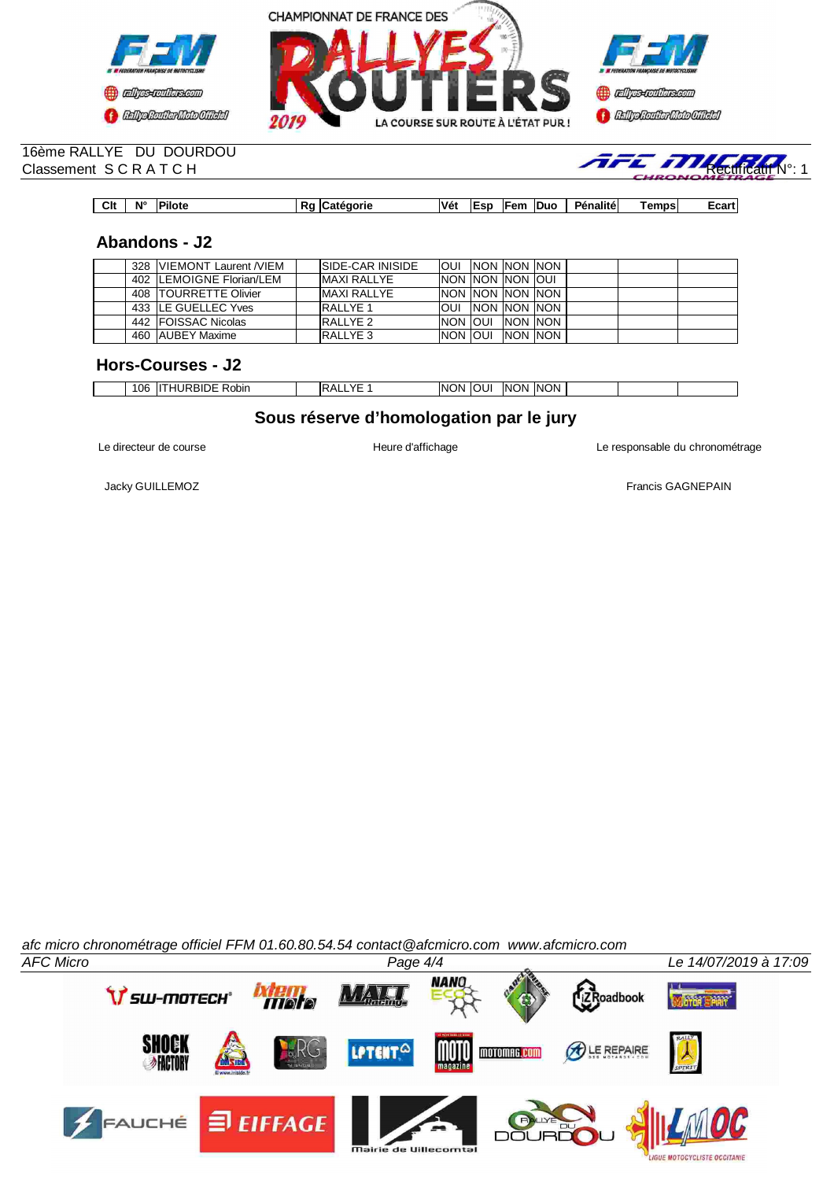16ème RALLYE DU DOURDOU
Classement S C R A T C H

Rectificatif N°: 1

| Clt | N° | Pilote | Rg | Catégorie | Vét | Esp | Fem | Duo | Pénalité | Temps | Ecart |
|---|---|---|---|---|---|---|---|---|---|---|---|

## Abandons - J2

| Clt | N° | Pilote | Rg | Catégorie | Vét | Esp | Fem | Duo | Pénalité | Temps | Ecart |
|---|---|---|---|---|---|---|---|---|---|---|---|
| | 328 | VIEMONT Laurent /VIEM | | SIDE-CAR INISIDE | OUI | NON | NON | NON | | | |
| | 402 | LEMOIGNE Florian/LEM | | MAXI RALLYE | NON | NON | NON | OUI | | | |
| | 408 | TOURRETTE Olivier | | MAXI RALLYE | NON | NON | NON | NON | | | |
| | 433 | LE GUELLEC Yves | | RALLYE 1 | OUI | NON | NON | NON | | | |
| | 442 | FOISSAC Nicolas | | RALLYE 2 | NON | OUI | NON | NON | | | |
| | 460 | AUBEY Maxime | | RALLYE 3 | NON | OUI | NON | NON | | | |

## Hors-Courses - J2

| Clt | N° | Pilote | Rg | Catégorie | Vét | Esp | Fem | Duo | Pénalité | Temps | Ecart |
|---|---|---|---|---|---|---|---|---|---|---|---|
| | 106 | ITHURBIDE Robin | | RALLYE 1 | NON | OUI | NON | NON | | | |

## Sous réserve d’homologation par le jury

Le directeur de course

Heure d'affichage

Le responsable du chronométrage

Jacky GUILLEMOZ

Francis GAGNEPAIN

*afc micro chronométrage officiel FFM 01.60.80.54.54 contact@afcmicro.com www.afcmicro.com*

*AFC Micro* *Le 14/07/2019 à 17:09*